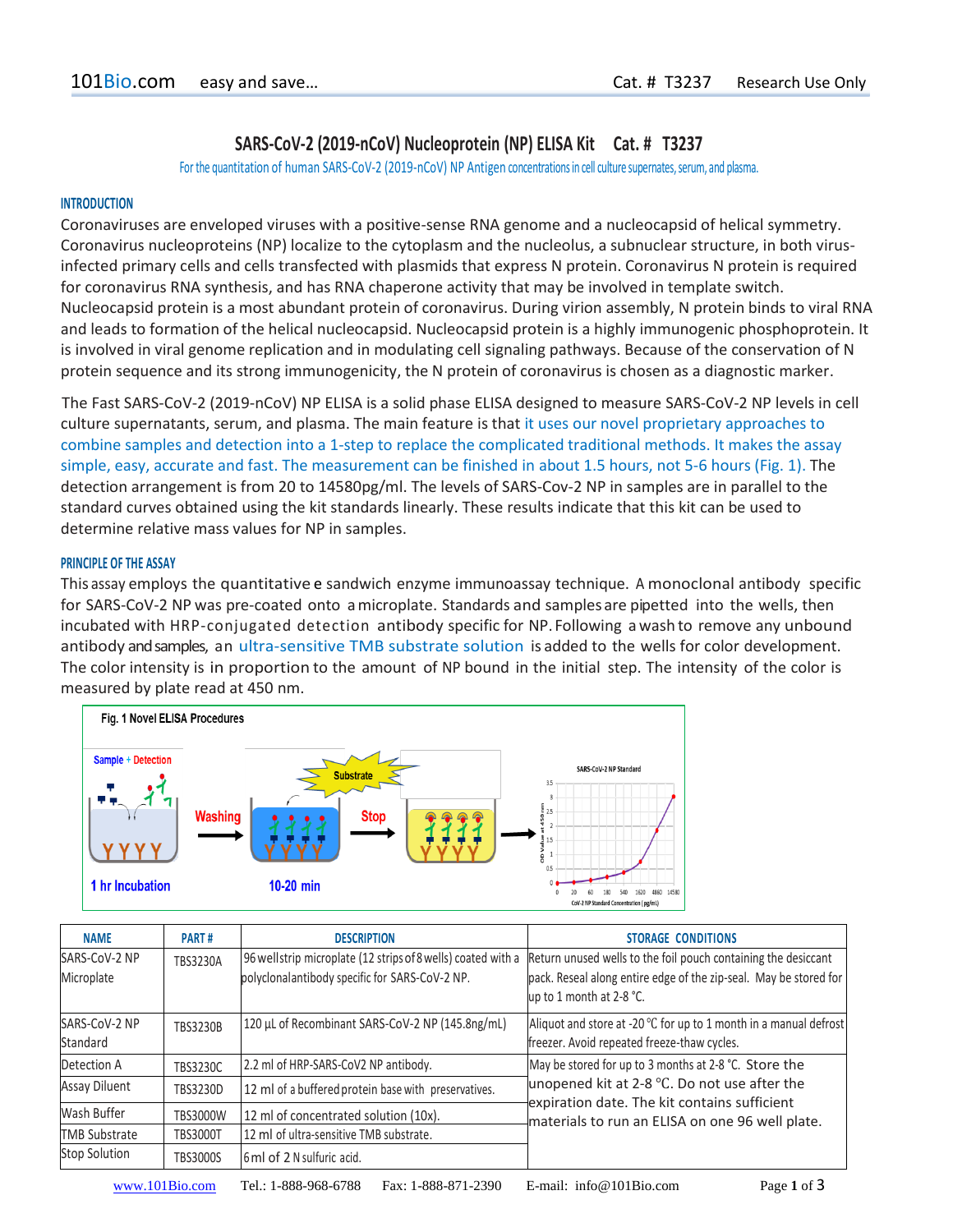# SARS-CoV-2 (2019-nCoV) Nucleoprotein (NP) ELISA Kit Cat. # T3237

For the quantitation of human SARS-CoV-2 (2019-nCoV) NP Antigen concentrations in cell culture supernates, serum, and plasma.

## INTRODUCTION

Coronaviruses are enveloped viruses with a positive-sense RNA genome and a nucleocapsid of helical symmetry. Coronavirus nucleoproteins (NP) localize to the cytoplasm and the nucleolus, a subnuclear structure, in both virus-infected primary cells and cells transfected with plasmids that express N protein. Coronavirus N protein is required for coronavirus RNA synthesis, and has RNA chaperone activity that may be involved in template switch. Nucleocapsid protein is a most abundant protein of coronavirus. During virion assembly, N protein binds to viral RNA and leads to formation of the helical nucleocapsid. Nucleocapsid protein is a highly immunogenic phosphoprotein. It is involved in viral genome replication and in modulating cell signaling pathways. Because of the conservation of N protein sequence and its strong immunogenicity, the N protein of coronavirus is chosen as a diagnostic marker.

The Fast SARS-CoV-2 (2019-nCoV) NP ELISA is a solid phase ELISA designed to measure SARS-CoV-2 NP levels in cell culture supernatants, serum, and plasma. The main feature is that it uses our novel proprietary approaches to combine samples and detection into a 1-step to replace the complicated traditional methods. It makes the assay simple, easy, accurate and fast. The measurement can be finished in about 1.5 hours, not 5-6 hours (Fig. 1). The detection arrangement is from 20 to 14580pg/ml. The levels of SARS-Cov-2 NP in samples are in parallel to the standard curves obtained using the kit standards linearly. These results indicate that this kit can be used to determine relative mass values for NP in samples.

## PRINCIPLE OF THE ASSAY

This assay employs the quantitative e sandwich enzyme immunoassay technique. A monoclonal antibody specific for SARS-CoV-2 NP was pre-coated onto a microplate. Standards and samples are pipetted into the wells, then incubated with HRP-conjugated detection antibody specific for NP. Following a wash to remove any unbound antibody and samples, an ultra-sensitive TMB substrate solution is added to the wells for color development. The color intensity is in proportion to the amount of NP bound in the initial step. The intensity of the color is measured by plate read at 450 nm.

**Fig. 1 Novel ELISA Procedures**

Sample + Detection → 1 hr Incubation → Washing → Substrate 10-20 min → Stop → SARS-CoV-2 NP Standard

| NAME | PART # | DESCRIPTION | STORAGE CONDITIONS |
|---|---|---|---|
| SARS-CoV-2 NP Microplate | TBS3230A | 96 wellstrip microplate (12 strips of 8 wells) coated with a polyclonalantibody specific for SARS-CoV-2 NP. | Return unused wells to the foil pouch containing the desiccant pack. Reseal along entire edge of the zip-seal. May be stored for up to 1 month at 2-8 °C. |
| SARS-CoV-2 NP Standard | TBS3230B | 120 µL of Recombinant SARS-CoV-2 NP (145.8ng/mL) | Aliquot and store at -20 °C for up to 1 month in a manual defrost freezer. Avoid repeated freeze-thaw cycles. |
| Detection A | TBS3230C | 2.2 ml of HRP-SARS-CoV2 NP antibody. | May be stored for up to 3 months at 2-8 °C. Store the unopened kit at 2-8 °C. Do not use after the expiration date. The kit contains sufficient materials to run an ELISA on one 96 well plate. |
| Assay Diluent | TBS3230D | 12 ml of a buffered protein base with preservatives. | |
| Wash Buffer | TBS3000W | 12 ml of concentrated solution (10x). | |
| TMB Substrate | TBS3000T | 12 ml of ultra-sensitive TMB substrate. | |
| Stop Solution | TBS3000S | 6ml of 2 N sulfuric acid. | |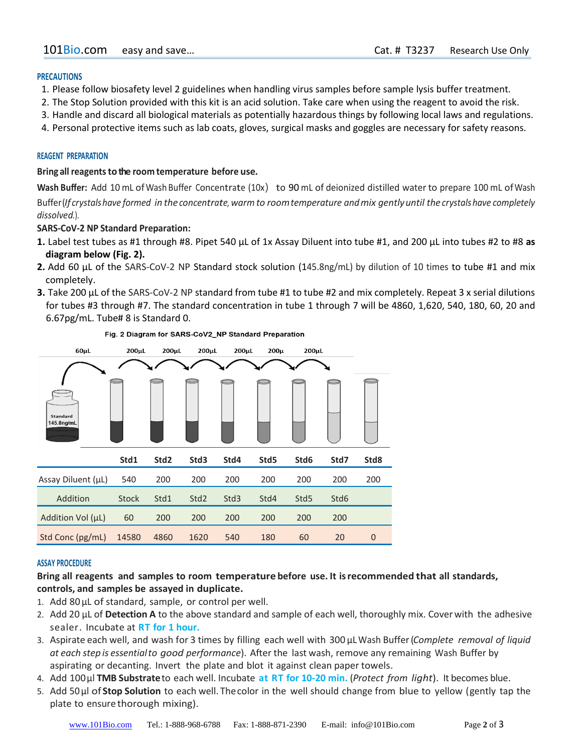## PRECAUTIONS

1. Please follow biosafety level 2 guidelines when handling virus samples before sample lysis buffer treatment.
2. The Stop Solution provided with this kit is an acid solution. Take care when using the reagent to avoid the risk.
3. Handle and discard all biological materials as potentially hazardous things by following local laws and regulations.
4. Personal protective items such as lab coats, gloves, surgical masks and goggles are necessary for safety reasons.

## REAGENT PREPARATION

**Bring all reagents to the room temperature before use.**

**Wash Buffer:** Add 10 mL of Wash Buffer Concentrate (10x) to 90 mL of deionized distilled water to prepare 100 mL of Wash Buffer (*If crystals have formed in the concentrate, warm to room temperature and mix gently until the crystals have completely dissolved.*).

**SARS-CoV-2 NP Standard Preparation:**

**1.** Label test tubes as #1 through #8. Pipet 540 µL of 1x Assay Diluent into tube #1, and 200 µL into tubes #2 to #8 **as diagram below (Fig. 2).**

**2.** Add 60 µL of the SARS-CoV-2 NP Standard stock solution (145.8ng/mL) by dilution of 10 times to tube #1 and mix completely.

**3.** Take 200 µL of the SARS-CoV-2 NP standard from tube #1 to tube #2 and mix completely. Repeat 3 x serial dilutions for tubes #3 through #7. The standard concentration in tube 1 through 7 will be 4860, 1,620, 540, 180, 60, 20 and 6.67pg/mL. Tube# 8 is Standard 0.

Fig. 2 Diagram for SARS-CoV2_NP Standard Preparation

|  | Std1 | Std2 | Std3 | Std4 | Std5 | Std6 | Std7 | Std8 |
|---|---|---|---|---|---|---|---|---|
| Assay Diluent (µL) | 540 | 200 | 200 | 200 | 200 | 200 | 200 | 200 |
| Addition | Stock | Std1 | Std2 | Std3 | Std4 | Std5 | Std6 |  |
| Addition Vol (µL) | 60 | 200 | 200 | 200 | 200 | 200 | 200 |  |
| Std Conc (pg/mL) | 14580 | 4860 | 1620 | 540 | 180 | 60 | 20 | 0 |

## ASSAY PROCEDURE

**Bring all reagents and samples to room temperature before use. It is recommended that all standards, controls, and samples be assayed in duplicate.**

1. Add 80 µL of standard, sample, or control per well.
2. Add 20 µL of **Detection A** to the above standard and sample of each well, thoroughly mix. Cover with the adhesive sealer. Incubate at **RT for 1 hour.**
3. Aspirate each well, and wash for 3 times by filling each well with 300 µL Wash Buffer (*Complete removal of liquid at each step is essential to good performance*). After the last wash, remove any remaining Wash Buffer by aspirating or decanting. Invert the plate and blot it against clean paper towels.
4. Add 100 µl **TMB Substrate** to each well. Incubate **at RT for 10-20 min.** (*Protect from light*). It becomes blue.
5. Add 50 µl of **Stop Solution** to each well. The color in the well should change from blue to yellow (gently tap the plate to ensure thorough mixing).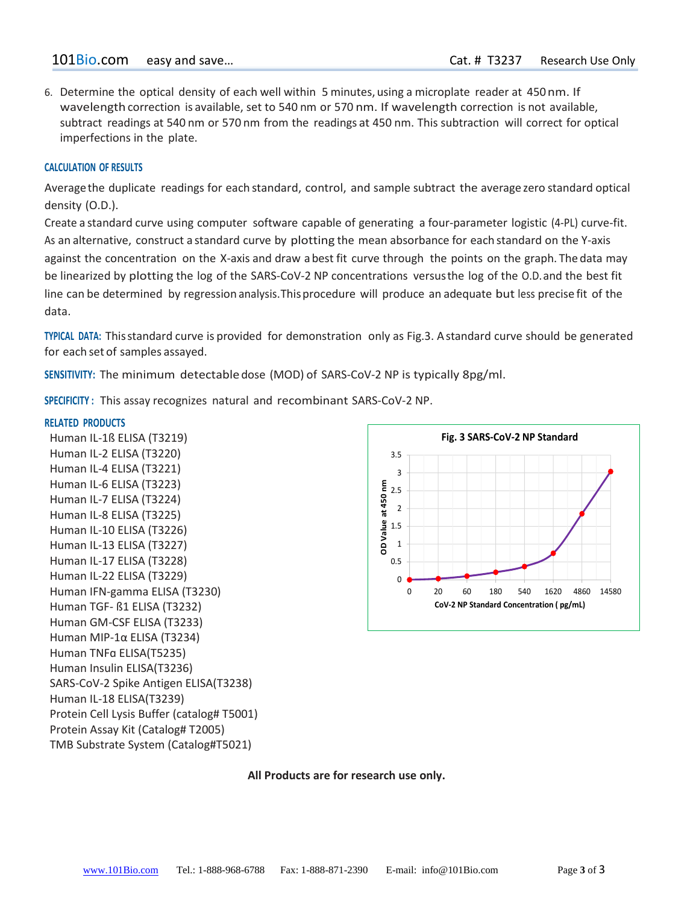6. Determine the optical density of each well within 5 minutes, using a microplate reader at 450 nm. If wavelength correction is available, set to 540 nm or 570 nm. If wavelength correction is not available, subtract readings at 540 nm or 570 nm from the readings at 450 nm. This subtraction will correct for optical imperfections in the plate.

## CALCULATION OF RESULTS

Average the duplicate readings for each standard, control, and sample subtract the average zero standard optical density (O.D.).

Create a standard curve using computer software capable of generating a four-parameter logistic (4-PL) curve-fit. As an alternative, construct a standard curve by plotting the mean absorbance for each standard on the Y-axis against the concentration on the X-axis and draw a best fit curve through the points on the graph. The data may be linearized by plotting the log of the SARS-CoV-2 NP concentrations versus the log of the O.D. and the best fit line can be determined by regression analysis. This procedure will produce an adequate but less precise fit of the data.

**TYPICAL DATA:** This standard curve is provided for demonstration only as Fig.3. A standard curve should be generated for each set of samples assayed.

**SENSITIVITY:** The minimum detectable dose (MOD) of SARS-CoV-2 NP is typically 8pg/ml.

**SPECIFICITY:** This assay recognizes natural and recombinant SARS-CoV-2 NP.

## RELATED PRODUCTS

Human IL-1ß ELISA (T3219)
Human IL-2 ELISA (T3220)
Human IL-4 ELISA (T3221)
Human IL-6 ELISA (T3223)
Human IL-7 ELISA (T3224)
Human IL-8 ELISA (T3225)
Human IL-10 ELISA (T3226)
Human IL-13 ELISA (T3227)
Human IL-17 ELISA (T3228)
Human IL-22 ELISA (T3229)
Human IFN-gamma ELISA (T3230)
Human TGF- ß1 ELISA (T3232)
Human GM-CSF ELISA (T3233)
Human MIP-1α ELISA (T3234)
Human TNFα ELISA(T5235)
Human Insulin ELISA(T3236)
SARS-CoV-2 Spike Antigen ELISA(T3238)
Human IL-18 ELISA(T3239)
Protein Cell Lysis Buffer (catalog# T5001)
Protein Assay Kit (Catalog# T2005)
TMB Substrate System (Catalog#T5021)

**Fig. 3 SARS-CoV-2 NP Standard**

OD Value at 450 nm
3.5
3
2.5
2
1.5
1
0.5
0
0 20 60 180 540 1620 4860 14580
CoV-2 NP Standard Concentration ( pg/mL)

**All Products are for research use only.**